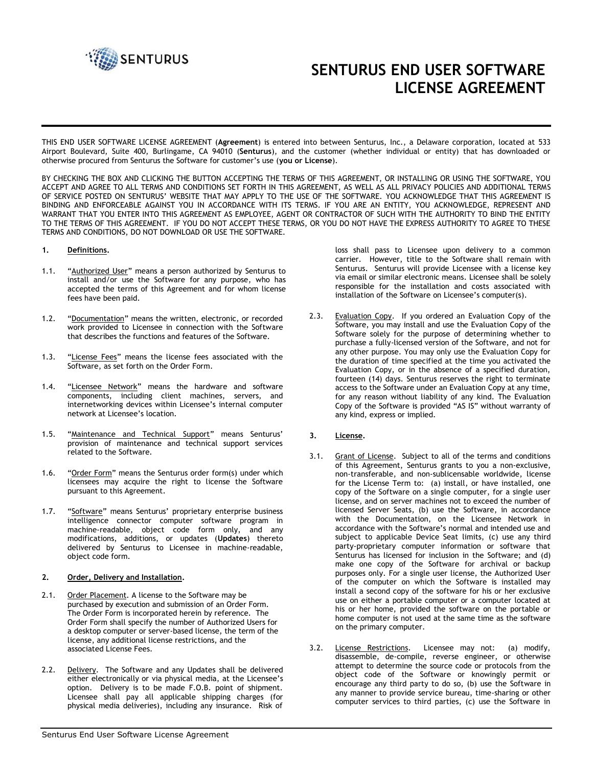# SENTURUS END USER SOFTWARE LICENSE AGREEMENT

THIS END USER SOFTWARE LICENSE AGREEMENT (**Agreement**) is entered into between Senturus, Inc., a Delaware corporation, located at 533 Airport Boulevard, Suite 400, Burlingame, CA 94010 (**Senturus**), and the customer (whether individual or entity) that has downloaded or otherwise procured from Senturus the Software for customer's use (**you or License**).

BY CHECKING THE BOX AND CLICKING THE BUTTON ACCEPTING THE TERMS OF THIS AGREEMENT, OR INSTALLING OR USING THE SOFTWARE, YOU ACCEPT AND AGREE TO ALL TERMS AND CONDITIONS SET FORTH IN THIS AGREEMENT, AS WELL AS ALL PRIVACY POLICIES AND ADDITIONAL TERMS OF SERVICE POSTED ON SENTURUS' WEBSITE THAT MAY APPLY TO THE USE OF THE SOFTWARE. YOU ACKNOWLEDGE THAT THIS AGREEMENT IS BINDING AND ENFORCEABLE AGAINST YOU IN ACCORDANCE WITH ITS TERMS. IF YOU ARE AN ENTITY, YOU ACKNOWLEDGE, REPRESENT AND WARRANT THAT YOU ENTER INTO THIS AGREEMENT AS EMPLOYEE, AGENT OR CONTRACTOR OF SUCH WITH THE AUTHORITY TO BIND THE ENTITY TO THE TERMS OF THIS AGREEMENT. IF YOU DO NOT ACCEPT THESE TERMS, OR YOU DO NOT HAVE THE EXPRESS AUTHORITY TO AGREE TO THESE TERMS AND CONDITIONS, DO NOT DOWNLOAD OR USE THE SOFTWARE.

**1. Definitions.**

1.1. "Authorized User" means a person authorized by Senturus to install and/or use the Software for any purpose, who has accepted the terms of this Agreement and for whom license fees have been paid.

1.2. "Documentation" means the written, electronic, or recorded work provided to Licensee in connection with the Software that describes the functions and features of the Software.

1.3. "License Fees" means the license fees associated with the Software, as set forth on the Order Form.

1.4. "Licensee Network" means the hardware and software components, including client machines, servers, and internetworking devices within Licensee's internal computer network at Licensee's location.

1.5. "Maintenance and Technical Support" means Senturus' provision of maintenance and technical support services related to the Software.

1.6. "Order Form" means the Senturus order form(s) under which licensees may acquire the right to license the Software pursuant to this Agreement.

1.7. "Software" means Senturus' proprietary enterprise business intelligence connector computer software program in machine-readable, object code form only, and any modifications, additions, or updates (**Updates**) thereto delivered by Senturus to Licensee in machine-readable, object code form.

**2. Order, Delivery and Installation.**

2.1. Order Placement. A license to the Software may be purchased by execution and submission of an Order Form. The Order Form is incorporated herein by reference. The Order Form shall specify the number of Authorized Users for a desktop computer or server-based license, the term of the license, any additional license restrictions, and the associated License Fees.

2.2. Delivery. The Software and any Updates shall be delivered either electronically or via physical media, at the Licensee's option. Delivery is to be made F.O.B. point of shipment. Licensee shall pay all applicable shipping charges (for physical media deliveries), including any insurance. Risk of loss shall pass to Licensee upon delivery to a common carrier. However, title to the Software shall remain with Senturus. Senturus will provide Licensee with a license key via email or similar electronic means. Licensee shall be solely responsible for the installation and costs associated with installation of the Software on Licensee's computer(s).

2.3. Evaluation Copy. If you ordered an Evaluation Copy of the Software, you may install and use the Evaluation Copy of the Software solely for the purpose of determining whether to purchase a fully-licensed version of the Software, and not for any other purpose. You may only use the Evaluation Copy for the duration of time specified at the time you activated the Evaluation Copy, or in the absence of a specified duration, fourteen (14) days. Senturus reserves the right to terminate access to the Software under an Evaluation Copy at any time, for any reason without liability of any kind. The Evaluation Copy of the Software is provided "AS IS" without warranty of any kind, express or implied.

**3. License.**

3.1. Grant of License. Subject to all of the terms and conditions of this Agreement, Senturus grants to you a non-exclusive, non-transferable, and non-sublicensable worldwide, license for the License Term to: (a) install, or have installed, one copy of the Software on a single computer, for a single user license, and on server machines not to exceed the number of licensed Server Seats, (b) use the Software, in accordance with the Documentation, on the Licensee Network in accordance with the Software's normal and intended use and subject to applicable Device Seat limits, (c) use any third party-proprietary computer information or software that Senturus has licensed for inclusion in the Software; and (d) make one copy of the Software for archival or backup purposes only. For a single user license, the Authorized User of the computer on which the Software is installed may install a second copy of the software for his or her exclusive use on either a portable computer or a computer located at his or her home, provided the software on the portable or home computer is not used at the same time as the software on the primary computer.

3.2. License Restrictions. Licensee may not: (a) modify, disassemble, de-compile, reverse engineer, or otherwise attempt to determine the source code or protocols from the object code of the Software or knowingly permit or encourage any third party to do so, (b) use the Software in any manner to provide service bureau, time-sharing or other computer services to third parties, (c) use the Software in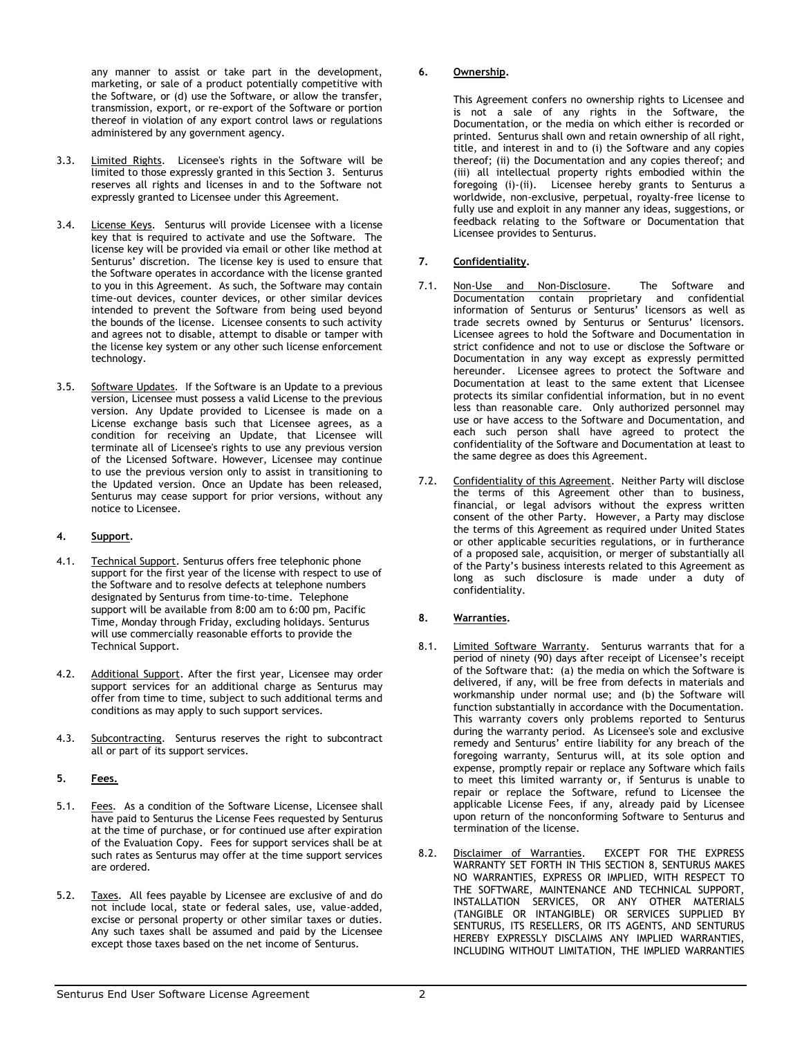any manner to assist or take part in the development, marketing, or sale of a product potentially competitive with the Software, or (d) use the Software, or allow the transfer, transmission, export, or re-export of the Software or portion thereof in violation of any export control laws or regulations administered by any government agency.

3.3. Limited Rights. Licensee's rights in the Software will be limited to those expressly granted in this Section 3. Senturus reserves all rights and licenses in and to the Software not expressly granted to Licensee under this Agreement.

3.4. License Keys. Senturus will provide Licensee with a license key that is required to activate and use the Software. The license key will be provided via email or other like method at Senturus' discretion. The license key is used to ensure that the Software operates in accordance with the license granted to you in this Agreement. As such, the Software may contain time-out devices, counter devices, or other similar devices intended to prevent the Software from being used beyond the bounds of the license. Licensee consents to such activity and agrees not to disable, attempt to disable or tamper with the license key system or any other such license enforcement technology.

3.5. Software Updates. If the Software is an Update to a previous version, Licensee must possess a valid License to the previous version. Any Update provided to Licensee is made on a License exchange basis such that Licensee agrees, as a condition for receiving an Update, that Licensee will terminate all of Licensee's rights to use any previous version of the Licensed Software. However, Licensee may continue to use the previous version only to assist in transitioning to the Updated version. Once an Update has been released, Senturus may cease support for prior versions, without any notice to Licensee.

## 4. Support.

4.1. Technical Support. Senturus offers free telephonic phone support for the first year of the license with respect to use of the Software and to resolve defects at telephone numbers designated by Senturus from time-to-time. Telephone support will be available from 8:00 am to 6:00 pm, Pacific Time, Monday through Friday, excluding holidays. Senturus will use commercially reasonable efforts to provide the Technical Support.

4.2. Additional Support. After the first year, Licensee may order support services for an additional charge as Senturus may offer from time to time, subject to such additional terms and conditions as may apply to such support services.

4.3. Subcontracting. Senturus reserves the right to subcontract all or part of its support services.

## 5. Fees.

5.1. Fees. As a condition of the Software License, Licensee shall have paid to Senturus the License Fees requested by Senturus at the time of purchase, or for continued use after expiration of the Evaluation Copy. Fees for support services shall be at such rates as Senturus may offer at the time support services are ordered.

5.2. Taxes. All fees payable by Licensee are exclusive of and do not include local, state or federal sales, use, value-added, excise or personal property or other similar taxes or duties. Any such taxes shall be assumed and paid by the Licensee except those taxes based on the net income of Senturus.

## 6. Ownership.

This Agreement confers no ownership rights to Licensee and is not a sale of any rights in the Software, the Documentation, or the media on which either is recorded or printed. Senturus shall own and retain ownership of all right, title, and interest in and to (i) the Software and any copies thereof; (ii) the Documentation and any copies thereof; and (iii) all intellectual property rights embodied within the foregoing (i)-(ii). Licensee hereby grants to Senturus a worldwide, non-exclusive, perpetual, royalty-free license to fully use and exploit in any manner any ideas, suggestions, or feedback relating to the Software or Documentation that Licensee provides to Senturus.

## 7. Confidentiality.

7.1. Non-Use and Non-Disclosure. The Software and Documentation contain proprietary and confidential information of Senturus or Senturus' licensors as well as trade secrets owned by Senturus or Senturus' licensors. Licensee agrees to hold the Software and Documentation in strict confidence and not to use or disclose the Software or Documentation in any way except as expressly permitted hereunder. Licensee agrees to protect the Software and Documentation at least to the same extent that Licensee protects its similar confidential information, but in no event less than reasonable care. Only authorized personnel may use or have access to the Software and Documentation, and each such person shall have agreed to protect the confidentiality of the Software and Documentation at least to the same degree as does this Agreement.

7.2. Confidentiality of this Agreement. Neither Party will disclose the terms of this Agreement other than to business, financial, or legal advisors without the express written consent of the other Party. However, a Party may disclose the terms of this Agreement as required under United States or other applicable securities regulations, or in furtherance of a proposed sale, acquisition, or merger of substantially all of the Party's business interests related to this Agreement as long as such disclosure is made under a duty of confidentiality.

## 8. Warranties.

8.1. Limited Software Warranty. Senturus warrants that for a period of ninety (90) days after receipt of Licensee's receipt of the Software that: (a) the media on which the Software is delivered, if any, will be free from defects in materials and workmanship under normal use; and (b) the Software will function substantially in accordance with the Documentation. This warranty covers only problems reported to Senturus during the warranty period. As Licensee's sole and exclusive remedy and Senturus' entire liability for any breach of the foregoing warranty, Senturus will, at its sole option and expense, promptly repair or replace any Software which fails to meet this limited warranty or, if Senturus is unable to repair or replace the Software, refund to Licensee the applicable License Fees, if any, already paid by Licensee upon return of the nonconforming Software to Senturus and termination of the license.

8.2. Disclaimer of Warranties. EXCEPT FOR THE EXPRESS WARRANTY SET FORTH IN THIS SECTION 8, SENTURUS MAKES NO WARRANTIES, EXPRESS OR IMPLIED, WITH RESPECT TO THE SOFTWARE, MAINTENANCE AND TECHNICAL SUPPORT, INSTALLATION SERVICES, OR ANY OTHER MATERIALS (TANGIBLE OR INTANGIBLE) OR SERVICES SUPPLIED BY SENTURUS, ITS RESELLERS, OR ITS AGENTS, AND SENTURUS HEREBY EXPRESSLY DISCLAIMS ANY IMPLIED WARRANTIES, INCLUDING WITHOUT LIMITATION, THE IMPLIED WARRANTIES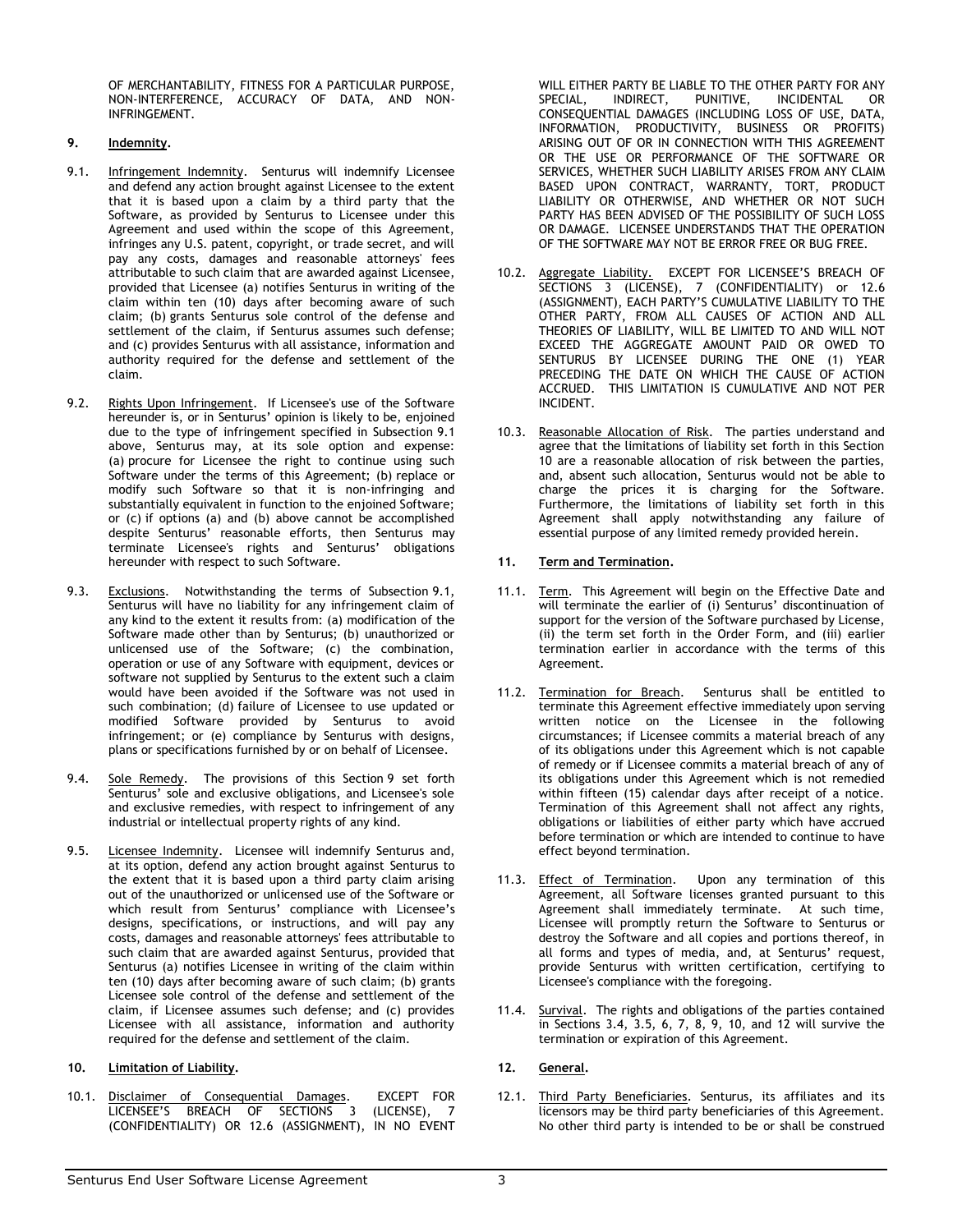OF MERCHANTABILITY, FITNESS FOR A PARTICULAR PURPOSE, NON-INTERFERENCE, ACCURACY OF DATA, AND NON-INFRINGEMENT.

## 9. Indemnity.

9.1. Infringement Indemnity. Senturus will indemnify Licensee and defend any action brought against Licensee to the extent that it is based upon a claim by a third party that the Software, as provided by Senturus to Licensee under this Agreement and used within the scope of this Agreement, infringes any U.S. patent, copyright, or trade secret, and will pay any costs, damages and reasonable attorneys' fees attributable to such claim that are awarded against Licensee, provided that Licensee (a) notifies Senturus in writing of the claim within ten (10) days after becoming aware of such claim; (b) grants Senturus sole control of the defense and settlement of the claim, if Senturus assumes such defense; and (c) provides Senturus with all assistance, information and authority required for the defense and settlement of the claim.

9.2. Rights Upon Infringement. If Licensee's use of the Software hereunder is, or in Senturus' opinion is likely to be, enjoined due to the type of infringement specified in Subsection 9.1 above, Senturus may, at its sole option and expense: (a) procure for Licensee the right to continue using such Software under the terms of this Agreement; (b) replace or modify such Software so that it is non-infringing and substantially equivalent in function to the enjoined Software; or (c) if options (a) and (b) above cannot be accomplished despite Senturus' reasonable efforts, then Senturus may terminate Licensee's rights and Senturus' obligations hereunder with respect to such Software.

9.3. Exclusions. Notwithstanding the terms of Subsection 9.1, Senturus will have no liability for any infringement claim of any kind to the extent it results from: (a) modification of the Software made other than by Senturus; (b) unauthorized or unlicensed use of the Software; (c) the combination, operation or use of any Software with equipment, devices or software not supplied by Senturus to the extent such a claim would have been avoided if the Software was not used in such combination; (d) failure of Licensee to use updated or modified Software provided by Senturus to avoid infringement; or (e) compliance by Senturus with designs, plans or specifications furnished by or on behalf of Licensee.

9.4. Sole Remedy. The provisions of this Section 9 set forth Senturus' sole and exclusive obligations, and Licensee's sole and exclusive remedies, with respect to infringement of any industrial or intellectual property rights of any kind.

9.5. Licensee Indemnity. Licensee will indemnify Senturus and, at its option, defend any action brought against Senturus to the extent that it is based upon a third party claim arising out of the unauthorized or unlicensed use of the Software or which result from Senturus' compliance with Licensee's designs, specifications, or instructions, and will pay any costs, damages and reasonable attorneys' fees attributable to such claim that are awarded against Senturus, provided that Senturus (a) notifies Licensee in writing of the claim within ten (10) days after becoming aware of such claim; (b) grants Licensee sole control of the defense and settlement of the claim, if Licensee assumes such defense; and (c) provides Licensee with all assistance, information and authority required for the defense and settlement of the claim.

## 10. Limitation of Liability.

10.1. Disclaimer of Consequential Damages. EXCEPT FOR LICENSEE'S BREACH OF SECTIONS 3 (LICENSE), 7 (CONFIDENTIALITY) OR 12.6 (ASSIGNMENT), IN NO EVENT WILL EITHER PARTY BE LIABLE TO THE OTHER PARTY FOR ANY SPECIAL, INDIRECT, PUNITIVE, INCIDENTAL OR CONSEQUENTIAL DAMAGES (INCLUDING LOSS OF USE, DATA, INFORMATION, PRODUCTIVITY, BUSINESS OR PROFITS) ARISING OUT OF OR IN CONNECTION WITH THIS AGREEMENT OR THE USE OR PERFORMANCE OF THE SOFTWARE OR SERVICES, WHETHER SUCH LIABILITY ARISES FROM ANY CLAIM BASED UPON CONTRACT, WARRANTY, TORT, PRODUCT LIABILITY OR OTHERWISE, AND WHETHER OR NOT SUCH PARTY HAS BEEN ADVISED OF THE POSSIBILITY OF SUCH LOSS OR DAMAGE. LICENSEE UNDERSTANDS THAT THE OPERATION OF THE SOFTWARE MAY NOT BE ERROR FREE OR BUG FREE.

10.2. Aggregate Liability. EXCEPT FOR LICENSEE'S BREACH OF SECTIONS 3 (LICENSE), 7 (CONFIDENTIALITY) or 12.6 (ASSIGNMENT), EACH PARTY'S CUMULATIVE LIABILITY TO THE OTHER PARTY, FROM ALL CAUSES OF ACTION AND ALL THEORIES OF LIABILITY, WILL BE LIMITED TO AND WILL NOT EXCEED THE AGGREGATE AMOUNT PAID OR OWED TO SENTURUS BY LICENSEE DURING THE ONE (1) YEAR PRECEDING THE DATE ON WHICH THE CAUSE OF ACTION ACCRUED. THIS LIMITATION IS CUMULATIVE AND NOT PER INCIDENT.

10.3. Reasonable Allocation of Risk. The parties understand and agree that the limitations of liability set forth in this Section 10 are a reasonable allocation of risk between the parties, and, absent such allocation, Senturus would not be able to charge the prices it is charging for the Software. Furthermore, the limitations of liability set forth in this Agreement shall apply notwithstanding any failure of essential purpose of any limited remedy provided herein.

## 11. Term and Termination.

11.1. Term. This Agreement will begin on the Effective Date and will terminate the earlier of (i) Senturus' discontinuation of support for the version of the Software purchased by License, (ii) the term set forth in the Order Form, and (iii) earlier termination earlier in accordance with the terms of this Agreement.

11.2. Termination for Breach. Senturus shall be entitled to terminate this Agreement effective immediately upon serving written notice on the Licensee in the following circumstances; if Licensee commits a material breach of any of its obligations under this Agreement which is not capable of remedy or if Licensee commits a material breach of any of its obligations under this Agreement which is not remedied within fifteen (15) calendar days after receipt of a notice. Termination of this Agreement shall not affect any rights, obligations or liabilities of either party which have accrued before termination or which are intended to continue to have effect beyond termination.

11.3. Effect of Termination. Upon any termination of this Agreement, all Software licenses granted pursuant to this Agreement shall immediately terminate. At such time, Licensee will promptly return the Software to Senturus or destroy the Software and all copies and portions thereof, in all forms and types of media, and, at Senturus' request, provide Senturus with written certification, certifying to Licensee's compliance with the foregoing.

11.4. Survival. The rights and obligations of the parties contained in Sections 3.4, 3.5, 6, 7, 8, 9, 10, and 12 will survive the termination or expiration of this Agreement.

## 12. General.

12.1. Third Party Beneficiaries. Senturus, its affiliates and its licensors may be third party beneficiaries of this Agreement. No other third party is intended to be or shall be construed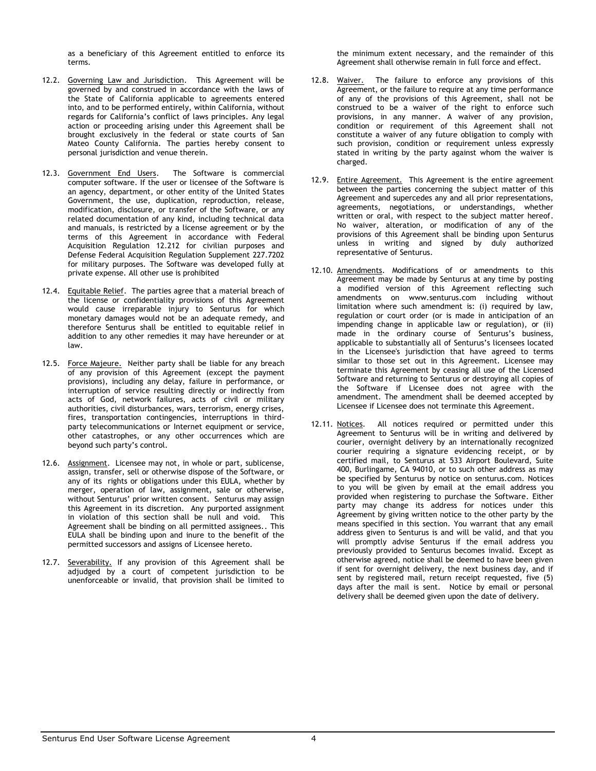as a beneficiary of this Agreement entitled to enforce its terms.

12.2. Governing Law and Jurisdiction. This Agreement will be governed by and construed in accordance with the laws of the State of California applicable to agreements entered into, and to be performed entirely, within California, without regards for California's conflict of laws principles. Any legal action or proceeding arising under this Agreement shall be brought exclusively in the federal or state courts of San Mateo County California. The parties hereby consent to personal jurisdiction and venue therein.

12.3. Government End Users. The Software is commercial computer software. If the user or licensee of the Software is an agency, department, or other entity of the United States Government, the use, duplication, reproduction, release, modification, disclosure, or transfer of the Software, or any related documentation of any kind, including technical data and manuals, is restricted by a license agreement or by the terms of this Agreement in accordance with Federal Acquisition Regulation 12.212 for civilian purposes and Defense Federal Acquisition Regulation Supplement 227.7202 for military purposes. The Software was developed fully at private expense. All other use is prohibited

12.4. Equitable Relief. The parties agree that a material breach of the license or confidentiality provisions of this Agreement would cause irreparable injury to Senturus for which monetary damages would not be an adequate remedy, and therefore Senturus shall be entitled to equitable relief in addition to any other remedies it may have hereunder or at law.

12.5. Force Majeure. Neither party shall be liable for any breach of any provision of this Agreement (except the payment provisions), including any delay, failure in performance, or interruption of service resulting directly or indirectly from acts of God, network failures, acts of civil or military authorities, civil disturbances, wars, terrorism, energy crises, fires, transportation contingencies, interruptions in third-party telecommunications or Internet equipment or service, other catastrophes, or any other occurrences which are beyond such party's control.

12.6. Assignment. Licensee may not, in whole or part, sublicense, assign, transfer, sell or otherwise dispose of the Software, or any of its rights or obligations under this EULA, whether by merger, operation of law, assignment, sale or otherwise, without Senturus' prior written consent. Senturus may assign this Agreement in its discretion. Any purported assignment in violation of this section shall be null and void. This Agreement shall be binding on all permitted assignees.. This EULA shall be binding upon and inure to the benefit of the permitted successors and assigns of Licensee hereto.

12.7. Severability. If any provision of this Agreement shall be adjudged by a court of competent jurisdiction to be unenforceable or invalid, that provision shall be limited to the minimum extent necessary, and the remainder of this Agreement shall otherwise remain in full force and effect.

12.8. Waiver. The failure to enforce any provisions of this Agreement, or the failure to require at any time performance of any of the provisions of this Agreement, shall not be construed to be a waiver of the right to enforce such provisions, in any manner. A waiver of any provision, condition or requirement of this Agreement shall not constitute a waiver of any future obligation to comply with such provision, condition or requirement unless expressly stated in writing by the party against whom the waiver is charged.

12.9. Entire Agreement. This Agreement is the entire agreement between the parties concerning the subject matter of this Agreement and supercedes any and all prior representations, agreements, negotiations, or understandings, whether written or oral, with respect to the subject matter hereof. No waiver, alteration, or modification of any of the provisions of this Agreement shall be binding upon Senturus unless in writing and signed by duly authorized representative of Senturus.

12.10. Amendments. Modifications of or amendments to this Agreement may be made by Senturus at any time by posting a modified version of this Agreement reflecting such amendments on www.senturus.com including without limitation where such amendment is: (i) required by law, regulation or court order (or is made in anticipation of an impending change in applicable law or regulation), or (ii) made in the ordinary course of Senturus's business, applicable to substantially all of Senturus's licensees located in the Licensee's jurisdiction that have agreed to terms similar to those set out in this Agreement. Licensee may terminate this Agreement by ceasing all use of the Licensed Software and returning to Senturus or destroying all copies of the Software if Licensee does not agree with the amendment. The amendment shall be deemed accepted by Licensee if Licensee does not terminate this Agreement.

12.11. Notices. All notices required or permitted under this Agreement to Senturus will be in writing and delivered by courier, overnight delivery by an internationally recognized courier requiring a signature evidencing receipt, or by certified mail, to Senturus at 533 Airport Boulevard, Suite 400, Burlingame, CA 94010, or to such other address as may be specified by Senturus by notice on senturus.com. Notices to you will be given by email at the email address you provided when registering to purchase the Software. Either party may change its address for notices under this Agreement by giving written notice to the other party by the means specified in this section. You warrant that any email address given to Senturus is and will be valid, and that you will promptly advise Senturus if the email address you previously provided to Senturus becomes invalid. Except as otherwise agreed, notice shall be deemed to have been given if sent for overnight delivery, the next business day, and if sent by registered mail, return receipt requested, five (5) days after the mail is sent. Notice by email or personal delivery shall be deemed given upon the date of delivery.